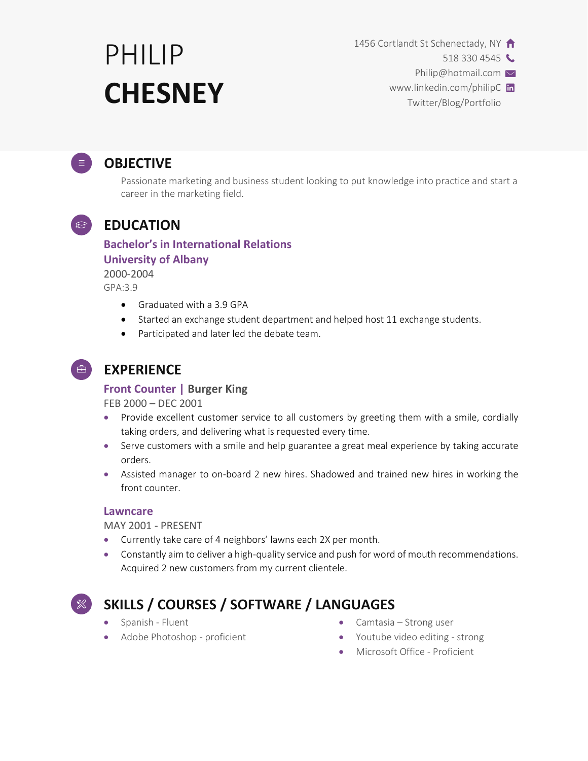# PHILIP **CHESNEY**

1456 Cortlandt St Schenectady, NY
518 330 4545
Philip@hotmail.com
www.linkedin.com/philipC
Twitter/Blog/Portfolio

## OBJECTIVE

Passionate marketing and business student looking to put knowledge into practice and start a career in the marketing field.

## EDUCATION

### Bachelor's in International Relations
### University of Albany

2000-2004
GPA:3.9

- Graduated with a 3.9 GPA
- Started an exchange student department and helped host 11 exchange students.
- Participated and later led the debate team.

## EXPERIENCE

### Front Counter | Burger King

FEB 2000 – DEC 2001

- Provide excellent customer service to all customers by greeting them with a smile, cordially taking orders, and delivering what is requested every time.
- Serve customers with a smile and help guarantee a great meal experience by taking accurate orders.
- Assisted manager to on-board 2 new hires. Shadowed and trained new hires in working the front counter.

### Lawncare

MAY 2001 - PRESENT

- Currently take care of 4 neighbors' lawns each 2X per month.
- Constantly aim to deliver a high-quality service and push for word of mouth recommendations. Acquired 2 new customers from my current clientele.

## SKILLS / COURSES / SOFTWARE / LANGUAGES

- Spanish - Fluent
- Adobe Photoshop - proficient
- Camtasia – Strong user
- Youtube video editing - strong
- Microsoft Office - Proficient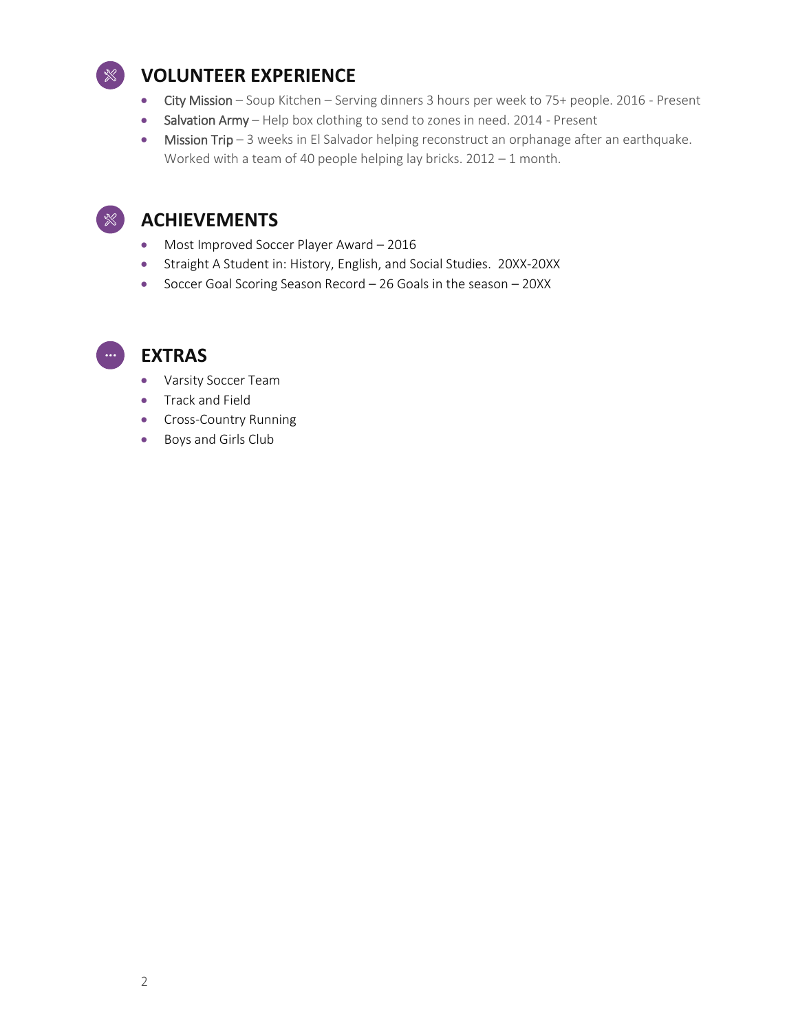## VOLUNTEER EXPERIENCE

- City Mission – Soup Kitchen – Serving dinners 3 hours per week to 75+ people. 2016 - Present
- Salvation Army – Help box clothing to send to zones in need. 2014 - Present
- Mission Trip – 3 weeks in El Salvador helping reconstruct an orphanage after an earthquake. Worked with a team of 40 people helping lay bricks. 2012 – 1 month.

## ACHIEVEMENTS

- Most Improved Soccer Player Award – 2016
- Straight A Student in: History, English, and Social Studies. 20XX-20XX
- Soccer Goal Scoring Season Record – 26 Goals in the season – 20XX

## EXTRAS

- Varsity Soccer Team
- Track and Field
- Cross-Country Running
- Boys and Girls Club